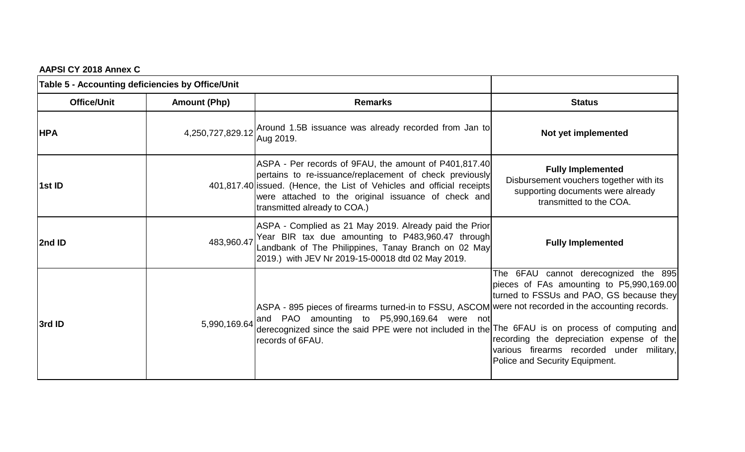**AAPSI CY 2018 Annex C**

| Table 5 - Accounting deficiencies by Office/Unit | | | |
|---|---|---|---|
| **Office/Unit** | **Amount (Php)** | **Remarks** | **Status** |
| **HPA** | 4,250,727,829.12 | Around 1.5B issuance was already recorded from Jan to Aug 2019. | **Not yet implemented** |
| **1st ID** | 401,817.40 | ASPA - Per records of 9FAU, the amount of P401,817.40 pertains to re-issuance/replacement of check previously issued. (Hence, the List of Vehicles and official receipts were attached to the original issuance of check and transmitted already to COA.) | **Fully Implemented** Disbursement vouchers together with its supporting documents were already transmitted to the COA. |
| **2nd ID** | 483,960.47 | ASPA - Complied as 21 May 2019. Already paid the Prior Year BIR tax due amounting to P483,960.47 through Landbank of The Philippines, Tanay Branch on 02 May 2019.) with JEV Nr 2019-15-00018 dtd 02 May 2019. | **Fully Implemented** |
| **3rd ID** | 5,990,169.64 | ASPA - 895 pieces of firearms turned-in to FSSU, ASCOM and PAO amounting to P5,990,169.64 were not derecognized since the said PPE were not included in the records of 6FAU. | The 6FAU cannot derecognized the 895 pieces of FAs amounting to P5,990,169.00 turned to FSSUs and PAO, GS because they were not recorded in the accounting records.<br><br>The 6FAU is on process of computing and recording the depreciation expense of the various firearms recorded under military, Police and Security Equipment. |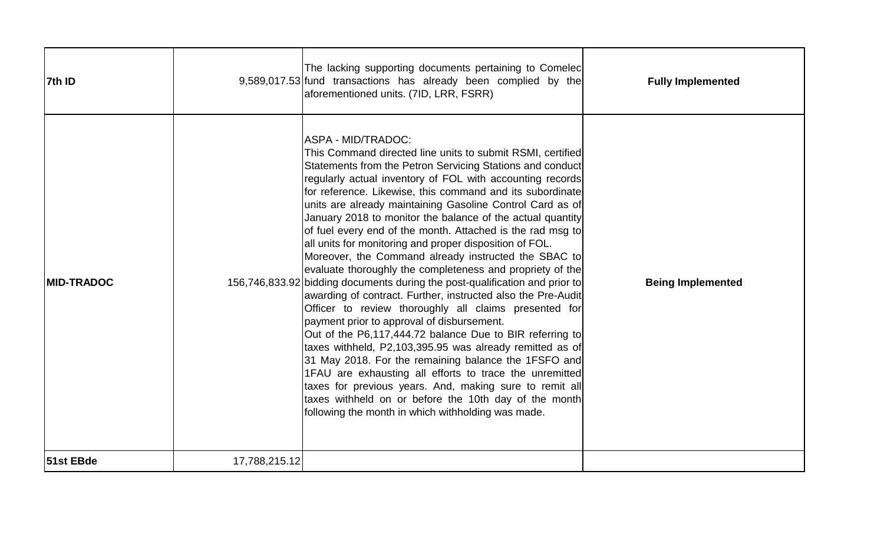| | | | |
|---|---|---|---|
| **7th ID** | 9,589,017.53 | The lacking supporting documents pertaining to Comelec fund transactions has already been complied by the aforementioned units. (7ID, LRR, FSRR) | **Fully Implemented** |
| **MID-TRADOC** | 156,746,833.92 | ASPA - MID/TRADOC:<br>This Command directed line units to submit RSMI, certified Statements from the Petron Servicing Stations and conduct regularly actual inventory of FOL with accounting records for reference. Likewise, this command and its subordinate units are already maintaining Gasoline Control Card as of January 2018 to monitor the balance of the actual quantity of fuel every end of the month. Attached is the rad msg to all units for monitoring and proper disposition of FOL.<br>Moreover, the Command already instructed the SBAC to evaluate thoroughly the completeness and propriety of the bidding documents during the post-qualification and prior to awarding of contract. Further, instructed also the Pre-Audit Officer to review thoroughly all claims presented for payment prior to approval of disbursement.<br>Out of the P6,117,444.72 balance Due to BIR referring to taxes withheld, P2,103,395.95 was already remitted as of 31 May 2018. For the remaining balance the 1FSFO and 1FAU are exhausting all efforts to trace the unremitted taxes for previous years. And, making sure to remit all taxes withheld on or before the 10th day of the month following the month in which withholding was made. | **Being Implemented** |
| **51st EBde** | 17,788,215.12 | | |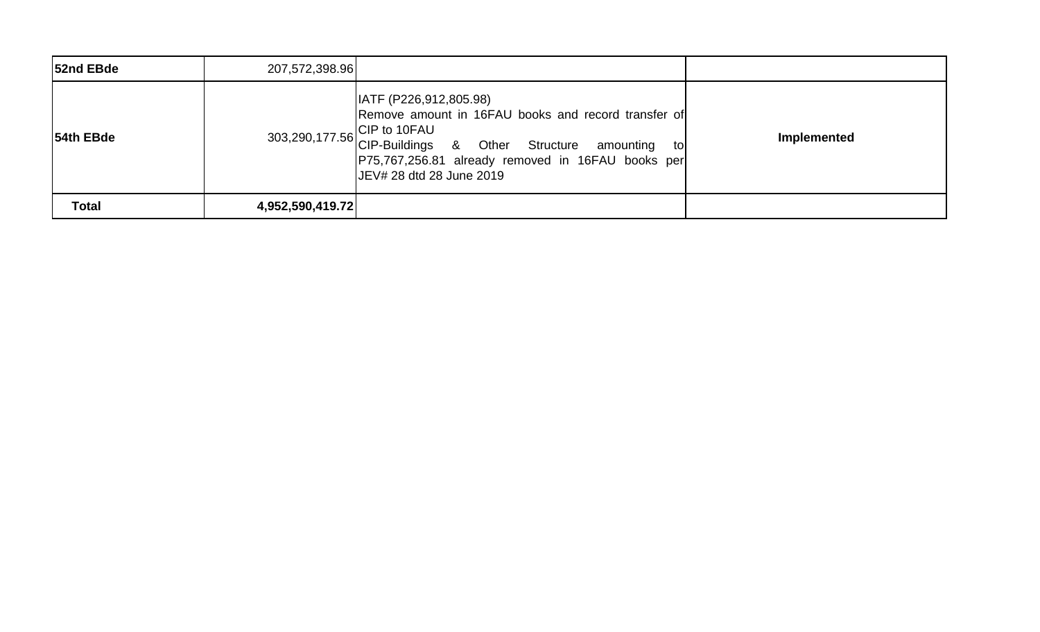| | | | |
|---|---|---|---|
| **52nd EBde** | 207,572,398.96 | | |
| **54th EBde** | 303,290,177.56 | IATF (P226,912,805.98)<br>Remove amount in 16FAU books and record transfer of CIP to 10FAU<br>CIP-Buildings & Other Structure amounting to P75,767,256.81 already removed in 16FAU books per JEV# 28 dtd 28 June 2019 | **Implemented** |
| **Total** | **4,952,590,419.72** | | |